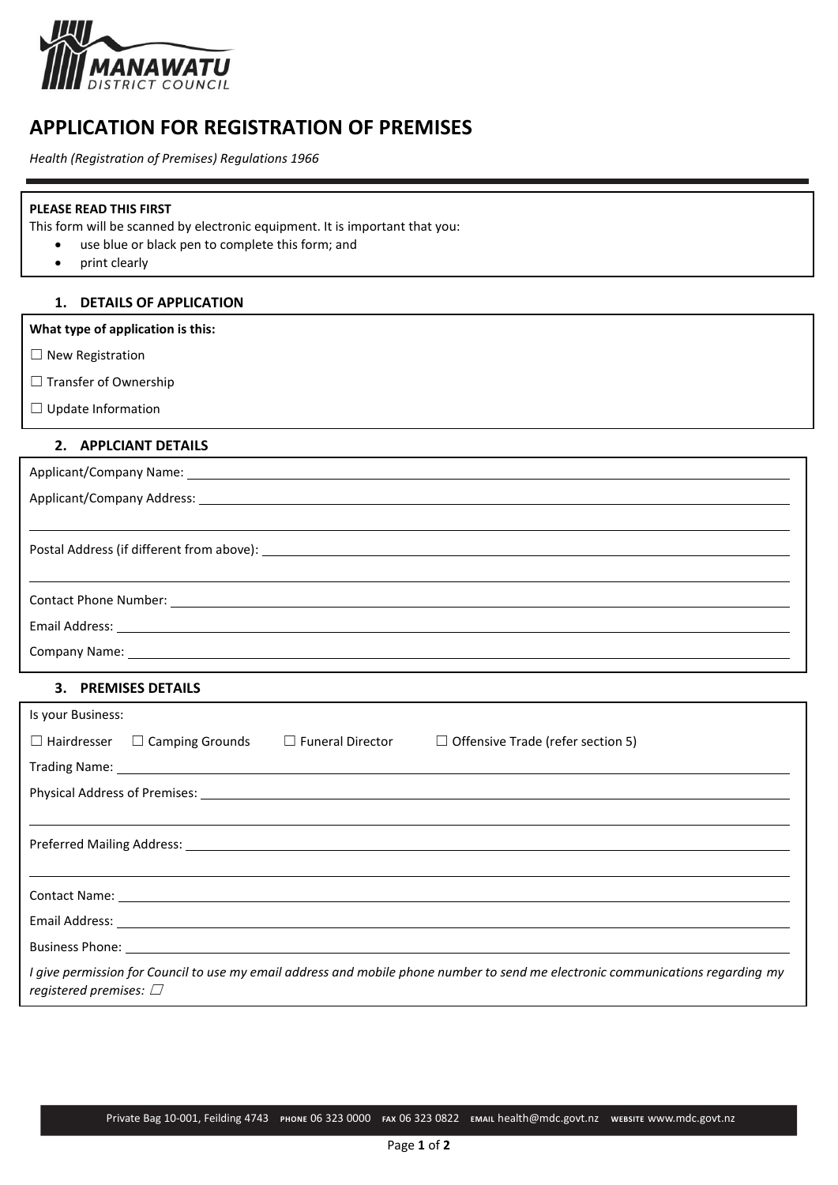MANAWATU DISTRICT COUNCIL

# APPLICATION FOR REGISTRATION OF PREMISES

*Health (Registration of Premises) Regulations 1966*

**PLEASE READ THIS FIRST**

This form will be scanned by electronic equipment. It is important that you:

- use blue or black pen to complete this form; and
- print clearly

## 1. DETAILS OF APPLICATION

**What type of application is this:**

☐ New Registration

☐ Transfer of Ownership

☐ Update Information

## 2. APPLCIANT DETAILS

Applicant/Company Name: \_\_\_\_\_\_\_\_\_\_\_\_\_\_\_\_\_\_\_\_\_\_\_\_\_\_\_\_\_\_

Applicant/Company Address: \_\_\_\_\_\_\_\_\_\_\_\_\_\_\_\_\_\_\_\_\_\_\_\_\_\_\_\_\_\_

\_\_\_\_\_\_\_\_\_\_\_\_\_\_\_\_\_\_\_\_\_\_\_\_\_\_\_\_\_\_

Postal Address (if different from above): \_\_\_\_\_\_\_\_\_\_\_\_\_\_\_\_\_\_\_\_\_\_\_\_\_\_\_\_\_\_

\_\_\_\_\_\_\_\_\_\_\_\_\_\_\_\_\_\_\_\_\_\_\_\_\_\_\_\_\_\_

Contact Phone Number: \_\_\_\_\_\_\_\_\_\_\_\_\_\_\_\_\_\_\_\_\_\_\_\_\_\_\_\_\_\_

Email Address: \_\_\_\_\_\_\_\_\_\_\_\_\_\_\_\_\_\_\_\_\_\_\_\_\_\_\_\_\_\_

Company Name: \_\_\_\_\_\_\_\_\_\_\_\_\_\_\_\_\_\_\_\_\_\_\_\_\_\_\_\_\_\_

## 3. PREMISES DETAILS

Is your Business:

☐ Hairdresser ☐ Camping Grounds ☐ Funeral Director ☐ Offensive Trade (refer section 5)

Trading Name: \_\_\_\_\_\_\_\_\_\_\_\_\_\_\_\_\_\_\_\_\_\_\_\_\_\_\_\_\_\_

Physical Address of Premises: \_\_\_\_\_\_\_\_\_\_\_\_\_\_\_\_\_\_\_\_\_\_\_\_\_\_\_\_\_\_

\_\_\_\_\_\_\_\_\_\_\_\_\_\_\_\_\_\_\_\_\_\_\_\_\_\_\_\_\_\_

Preferred Mailing Address: \_\_\_\_\_\_\_\_\_\_\_\_\_\_\_\_\_\_\_\_\_\_\_\_\_\_\_\_\_\_

\_\_\_\_\_\_\_\_\_\_\_\_\_\_\_\_\_\_\_\_\_\_\_\_\_\_\_\_\_\_

Contact Name: \_\_\_\_\_\_\_\_\_\_\_\_\_\_\_\_\_\_\_\_\_\_\_\_\_\_\_\_\_\_

Email Address: \_\_\_\_\_\_\_\_\_\_\_\_\_\_\_\_\_\_\_\_\_\_\_\_\_\_\_\_\_\_

Business Phone: \_\_\_\_\_\_\_\_\_\_\_\_\_\_\_\_\_\_\_\_\_\_\_\_\_\_\_\_\_\_

*I give permission for Council to use my email address and mobile phone number to send me electronic communications regarding my registered premises:* ☐

Private Bag 10-001, Feilding 4743 **PHONE** 06 323 0000 **FAX** 06 323 0822 **EMAIL** health@mdc.govt.nz **WEBSITE** www.mdc.govt.nz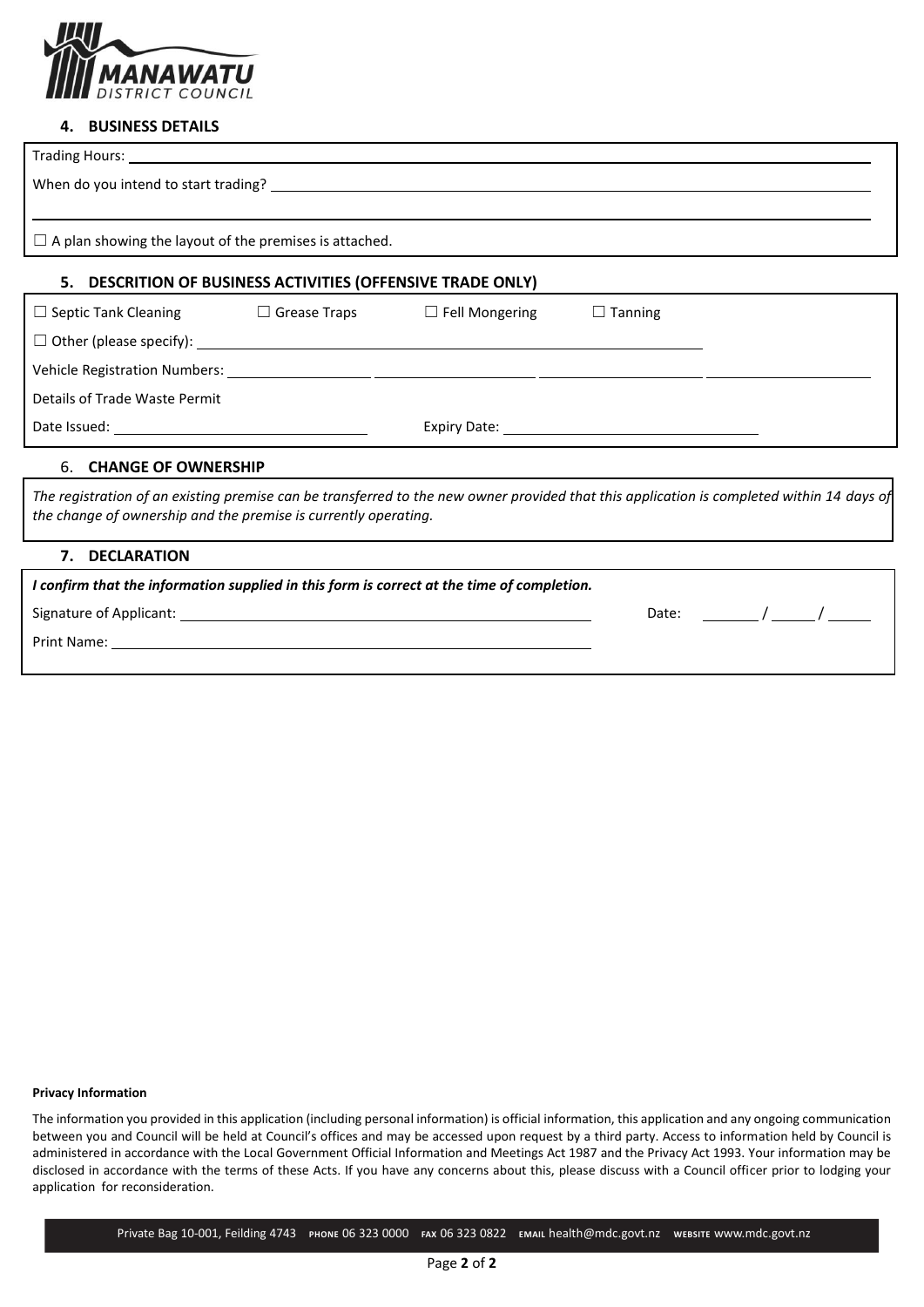MANAWATU DISTRICT COUNCIL

## 4. BUSINESS DETAILS

Trading Hours: ______________________________

When do you intend to start trading? ______________________________

______________________________

☐ A plan showing the layout of the premises is attached.

## 5. DESCRITION OF BUSINESS ACTIVITIES (OFFENSIVE TRADE ONLY)

☐ Septic Tank Cleaning ☐ Grease Traps ☐ Fell Mongering ☐ Tanning

☐ Other (please specify): ______________________________

Vehicle Registration Numbers: __________ __________ __________ __________

Details of Trade Waste Permit

Date Issued: ______________ Expiry Date: ______________

## 6. CHANGE OF OWNERSHIP

*The registration of an existing premise can be transferred to the new owner provided that this application is completed within 14 days of the change of ownership and the premise is currently operating.*

## 7. DECLARATION

***I confirm that the information supplied in this form is correct at the time of completion.***

Signature of Applicant: ______________________________ Date: ____ / ____ / ____

Print Name: ______________________________

**Privacy Information**

The information you provided in this application (including personal information) is official information, this application and any ongoing communication between you and Council will be held at Council's offices and may be accessed upon request by a third party. Access to information held by Council is administered in accordance with the Local Government Official Information and Meetings Act 1987 and the Privacy Act 1993. Your information may be disclosed in accordance with the terms of these Acts. If you have any concerns about this, please discuss with a Council officer prior to lodging your application for reconsideration.

Private Bag 10-001, Feilding 4743 PHONE 06 323 0000 FAX 06 323 0822 EMAIL health@mdc.govt.nz WEBSITE www.mdc.govt.nz